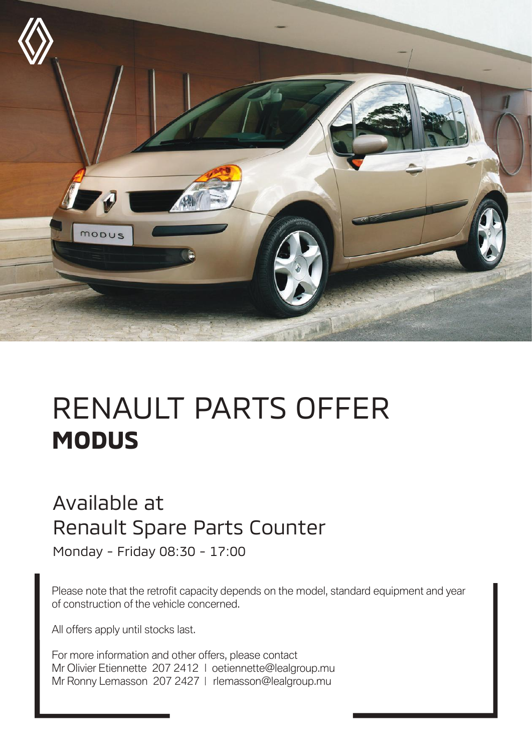# RENAULT PARTS OFFER
## MODUS

Available at
Renault Spare Parts Counter

Monday - Friday 08:30 - 17:00

Please note that the retrofit capacity depends on the model, standard equipment and year of construction of the vehicle concerned.

All offers apply until stocks last.

For more information and other offers, please contact
Mr Olivier Etiennette 207 2412 | oetiennette@lealgroup.mu
Mr Ronny Lemasson 207 2427 | rlemasson@lealgroup.mu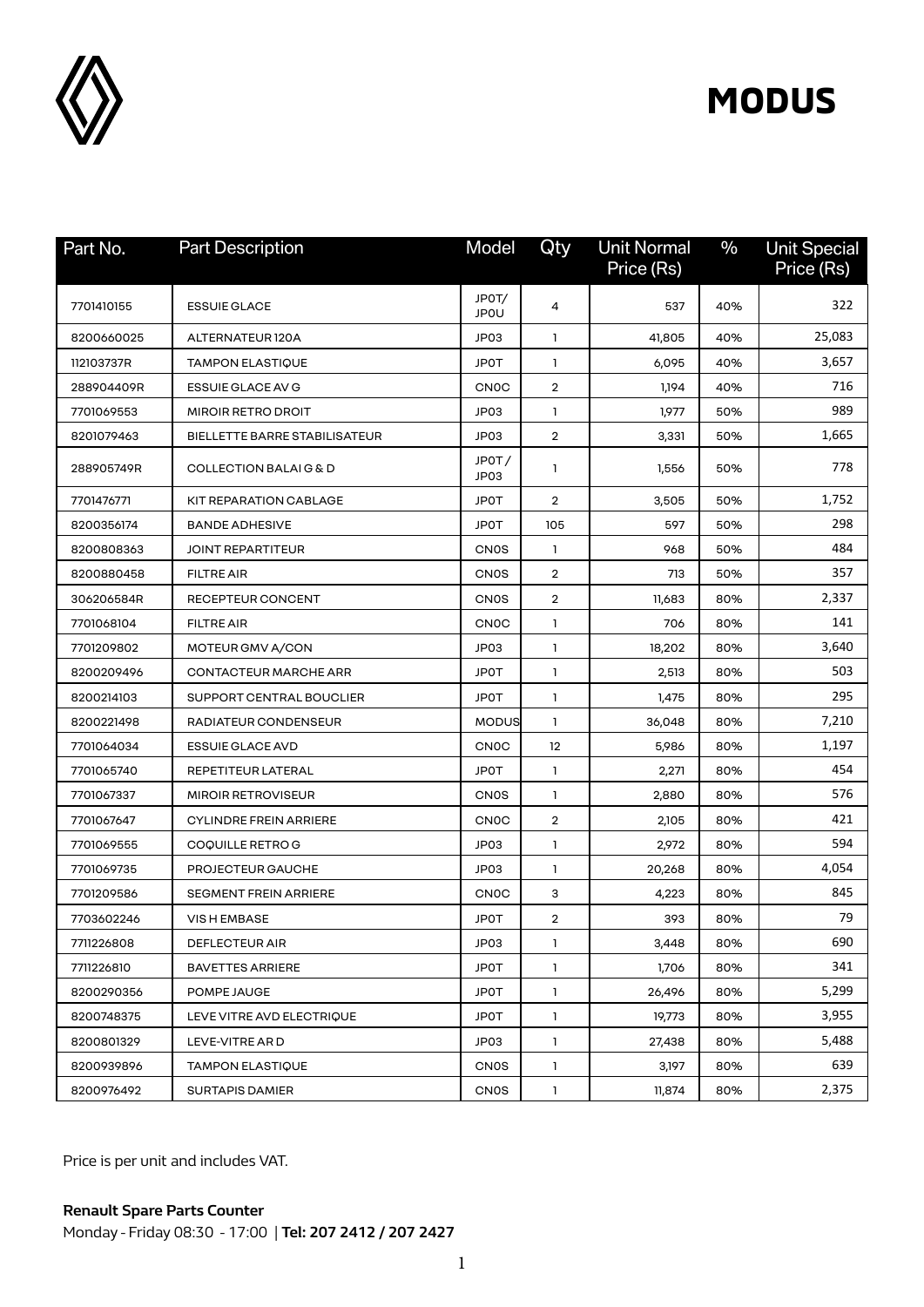# MODUS

| Part No. | Part Description | Model | Qty | Unit Normal Price (Rs) | % | Unit Special Price (Rs) |
|---|---|---|---|---|---|---|
| 7701410155 | ESSUIE GLACE | JP0T/ JP0U | 4 | 537 | 40% | 322 |
| 8200660025 | ALTERNATEUR 120A | JP03 | 1 | 41,805 | 40% | 25,083 |
| 112103737R | TAMPON ELASTIQUE | JP0T | 1 | 6,095 | 40% | 3,657 |
| 288904409R | ESSUIE GLACE AV G | CN0C | 2 | 1,194 | 40% | 716 |
| 7701069553 | MIROIR RETRO DROIT | JP03 | 1 | 1,977 | 50% | 989 |
| 8201079463 | BIELLETTE BARRE STABILISATEUR | JP03 | 2 | 3,331 | 50% | 1,665 |
| 288905749R | COLLECTION BALAI G & D | JP0T / JP03 | 1 | 1,556 | 50% | 778 |
| 7701476771 | KIT REPARATION CABLAGE | JP0T | 2 | 3,505 | 50% | 1,752 |
| 8200356174 | BANDE ADHESIVE | JP0T | 105 | 597 | 50% | 298 |
| 8200808363 | JOINT REPARTITEUR | CN0S | 1 | 968 | 50% | 484 |
| 8200880458 | FILTRE AIR | CN0S | 2 | 713 | 50% | 357 |
| 306206584R | RECEPTEUR CONCENT | CN0S | 2 | 11,683 | 80% | 2,337 |
| 7701068104 | FILTRE AIR | CN0C | 1 | 706 | 80% | 141 |
| 7701209802 | MOTEUR GMV A/CON | JP03 | 1 | 18,202 | 80% | 3,640 |
| 8200209496 | CONTACTEUR MARCHE ARR | JP0T | 1 | 2,513 | 80% | 503 |
| 8200214103 | SUPPORT CENTRAL BOUCLIER | JP0T | 1 | 1,475 | 80% | 295 |
| 8200221498 | RADIATEUR CONDENSEUR | MODUS | 1 | 36,048 | 80% | 7,210 |
| 7701064034 | ESSUIE GLACE AVD | CN0C | 12 | 5,986 | 80% | 1,197 |
| 7701065740 | REPETITEUR LATERAL | JP0T | 1 | 2,271 | 80% | 454 |
| 7701067337 | MIROIR RETROVISEUR | CN0S | 1 | 2,880 | 80% | 576 |
| 7701067647 | CYLINDRE FREIN ARRIERE | CN0C | 2 | 2,105 | 80% | 421 |
| 7701069555 | COQUILLE RETRO G | JP03 | 1 | 2,972 | 80% | 594 |
| 7701069735 | PROJECTEUR GAUCHE | JP03 | 1 | 20,268 | 80% | 4,054 |
| 7701209586 | SEGMENT FREIN ARRIERE | CN0C | 3 | 4,223 | 80% | 845 |
| 7703602246 | VIS H EMBASE | JP0T | 2 | 393 | 80% | 79 |
| 7711226808 | DEFLECTEUR AIR | JP03 | 1 | 3,448 | 80% | 690 |
| 7711226810 | BAVETTES ARRIERE | JP0T | 1 | 1,706 | 80% | 341 |
| 8200290356 | POMPE JAUGE | JP0T | 1 | 26,496 | 80% | 5,299 |
| 8200748375 | LEVE VITRE AVD ELECTRIQUE | JP0T | 1 | 19,773 | 80% | 3,955 |
| 8200801329 | LEVE-VITRE AR D | JP03 | 1 | 27,438 | 80% | 5,488 |
| 8200939896 | TAMPON ELASTIQUE | CN0S | 1 | 3,197 | 80% | 639 |
| 8200976492 | SURTAPIS DAMIER | CN0S | 1 | 11,874 | 80% | 2,375 |

Price is per unit and includes VAT.

**Renault Spare Parts Counter**

Monday - Friday 08:30 - 17:00 | **Tel: 207 2412 / 207 2427**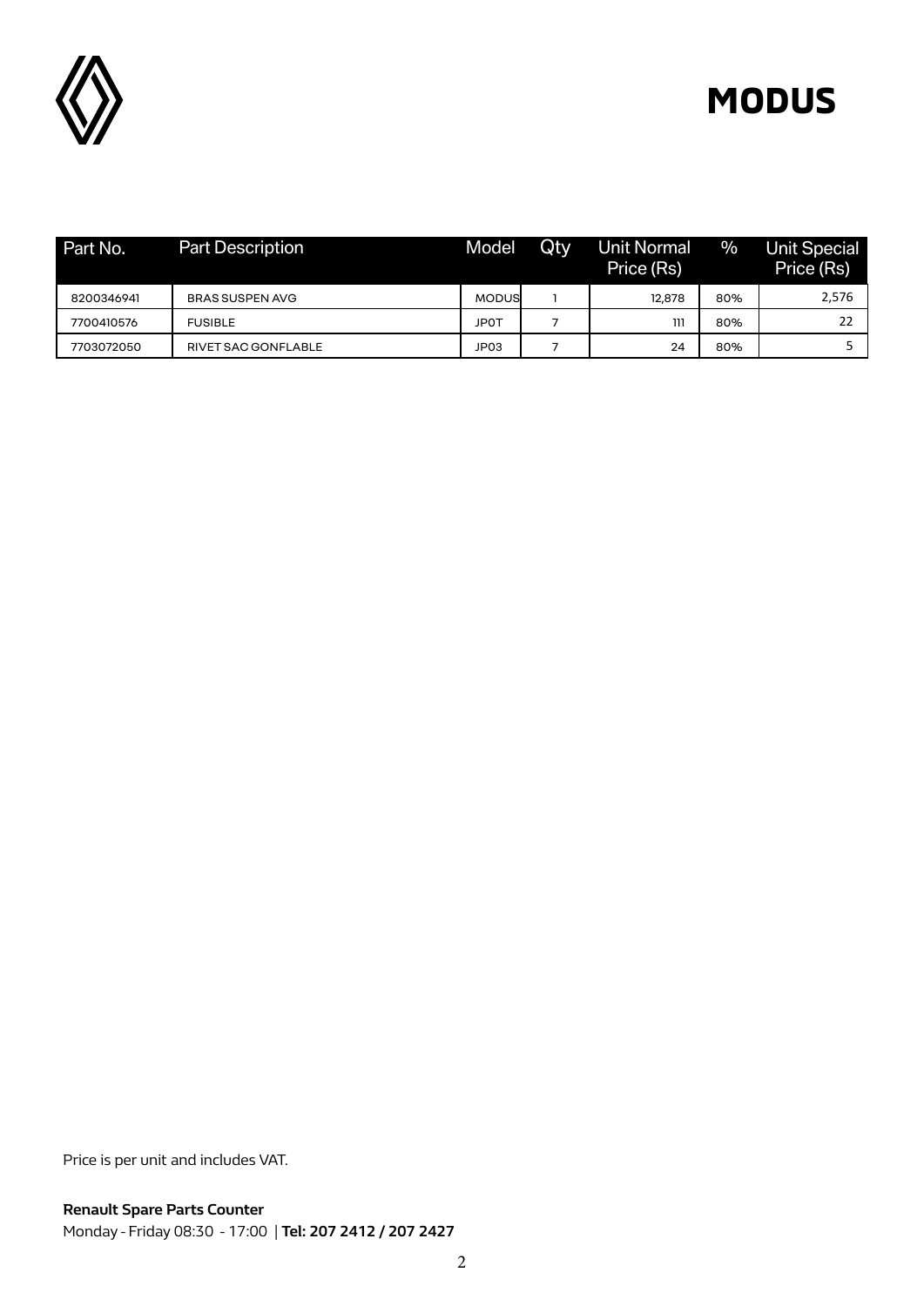# MODUS

| Part No. | Part Description | Model | Qty | Unit Normal Price (Rs) | % | Unit Special Price (Rs) |
|---|---|---|---|---|---|---|
| 8200346941 | BRAS SUSPEN AVG | MODUS | 1 | 12,878 | 80% | 2,576 |
| 7700410576 | FUSIBLE | JP0T | 7 | 111 | 80% | 22 |
| 7703072050 | RIVET SAC GONFLABLE | JP03 | 7 | 24 | 80% | 5 |

Price is per unit and includes VAT.

**Renault Spare Parts Counter**
Monday - Friday 08:30 - 17:00 | **Tel: 207 2412 / 207 2427**